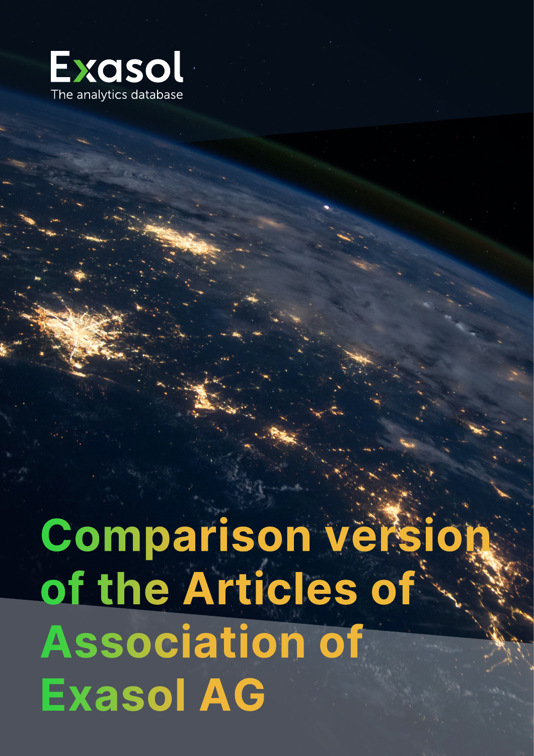Exasol

The analytics database

# Comparison version of the Articles of Association of Exasol AG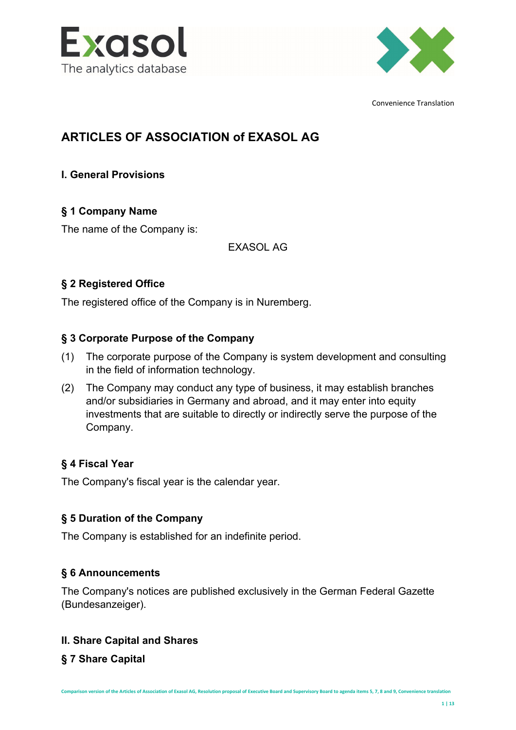Convenience Translation

# ARTICLES OF ASSOCIATION of EXASOL AG

## I. General Provisions

### § 1 Company Name

The name of the Company is:

EXASOL AG

### § 2 Registered Office

The registered office of the Company is in Nuremberg.

### § 3 Corporate Purpose of the Company

(1) The corporate purpose of the Company is system development and consulting in the field of information technology.

(2) The Company may conduct any type of business, it may establish branches and/or subsidiaries in Germany and abroad, and it may enter into equity investments that are suitable to directly or indirectly serve the purpose of the Company.

### § 4 Fiscal Year

The Company's fiscal year is the calendar year.

### § 5 Duration of the Company

The Company is established for an indefinite period.

### § 6 Announcements

The Company's notices are published exclusively in the German Federal Gazette (Bundesanzeiger).

## II. Share Capital and Shares

### § 7 Share Capital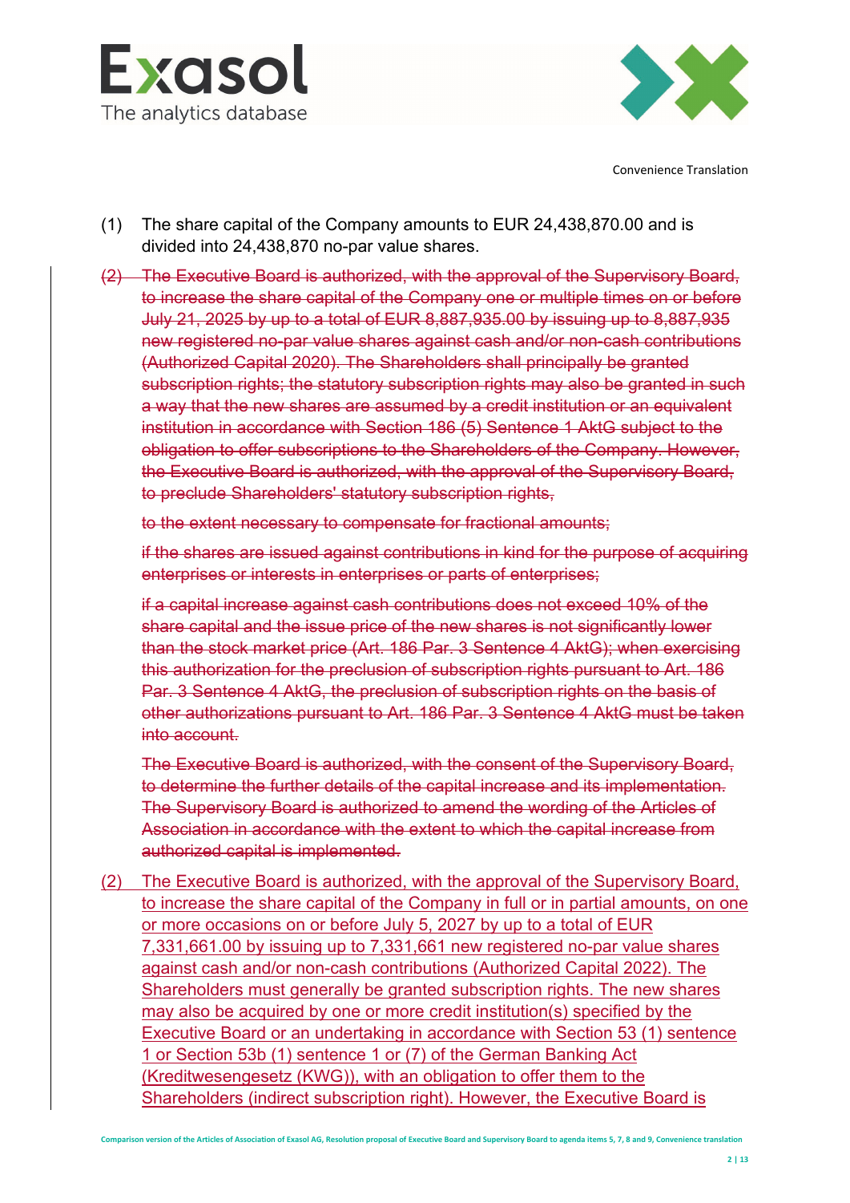Convenience Translation

(1) The share capital of the Company amounts to EUR 24,438,870.00 and is divided into 24,438,870 no-par value shares.

~~(2) The Executive Board is authorized, with the approval of the Supervisory Board, to increase the share capital of the Company one or multiple times on or before July 21, 2025 by up to a total of EUR 8,887,935.00 by issuing up to 8,887,935 new registered no-par value shares against cash and/or non-cash contributions (Authorized Capital 2020). The Shareholders shall principally be granted subscription rights; the statutory subscription rights may also be granted in such a way that the new shares are assumed by a credit institution or an equivalent institution in accordance with Section 186 (5) Sentence 1 AktG subject to the obligation to offer subscriptions to the Shareholders of the Company. However, the Executive Board is authorized, with the approval of the Supervisory Board, to preclude Shareholders' statutory subscription rights,~~

~~to the extent necessary to compensate for fractional amounts;~~

~~if the shares are issued against contributions in kind for the purpose of acquiring enterprises or interests in enterprises or parts of enterprises;~~

~~if a capital increase against cash contributions does not exceed 10% of the share capital and the issue price of the new shares is not significantly lower than the stock market price (Art. 186 Par. 3 Sentence 4 AktG); when exercising this authorization for the preclusion of subscription rights pursuant to Art. 186 Par. 3 Sentence 4 AktG, the preclusion of subscription rights on the basis of other authorizations pursuant to Art. 186 Par. 3 Sentence 4 AktG must be taken into account.~~

~~The Executive Board is authorized, with the consent of the Supervisory Board, to determine the further details of the capital increase and its implementation. The Supervisory Board is authorized to amend the wording of the Articles of Association in accordance with the extent to which the capital increase from authorized capital is implemented.~~

<u>(2) The Executive Board is authorized, with the approval of the Supervisory Board, to increase the share capital of the Company in full or in partial amounts, on one or more occasions on or before July 5, 2027 by up to a total of EUR 7,331,661.00 by issuing up to 7,331,661 new registered no-par value shares against cash and/or non-cash contributions (Authorized Capital 2022). The Shareholders must generally be granted subscription rights. The new shares may also be acquired by one or more credit institution(s) specified by the Executive Board or an undertaking in accordance with Section 53 (1) sentence 1 or Section 53b (1) sentence 1 or (7) of the German Banking Act (Kreditwesengesetz (KWG)), with an obligation to offer them to the Shareholders (indirect subscription right). However, the Executive Board is</u>

Comparison version of the Articles of Association of Exasol AG, Resolution proposal of Executive Board and Supervisory Board to agenda items 5, 7, 8 and 9, Convenience translation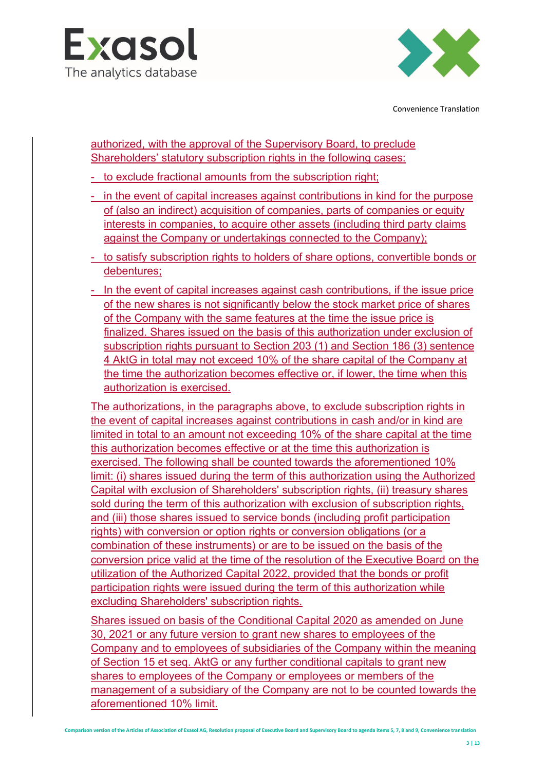authorized, with the approval of the Supervisory Board, to preclude Shareholders' statutory subscription rights in the following cases:

- to exclude fractional amounts from the subscription right;
- in the event of capital increases against contributions in kind for the purpose of (also an indirect) acquisition of companies, parts of companies or equity interests in companies, to acquire other assets (including third party claims against the Company or undertakings connected to the Company);
- to satisfy subscription rights to holders of share options, convertible bonds or debentures;
- In the event of capital increases against cash contributions, if the issue price of the new shares is not significantly below the stock market price of shares of the Company with the same features at the time the issue price is finalized. Shares issued on the basis of this authorization under exclusion of subscription rights pursuant to Section 203 (1) and Section 186 (3) sentence 4 AktG in total may not exceed 10% of the share capital of the Company at the time the authorization becomes effective or, if lower, the time when this authorization is exercised.

The authorizations, in the paragraphs above, to exclude subscription rights in the event of capital increases against contributions in cash and/or in kind are limited in total to an amount not exceeding 10% of the share capital at the time this authorization becomes effective or at the time this authorization is exercised. The following shall be counted towards the aforementioned 10% limit: (i) shares issued during the term of this authorization using the Authorized Capital with exclusion of Shareholders' subscription rights, (ii) treasury shares sold during the term of this authorization with exclusion of subscription rights, and (iii) those shares issued to service bonds (including profit participation rights) with conversion or option rights or conversion obligations (or a combination of these instruments) or are to be issued on the basis of the conversion price valid at the time of the resolution of the Executive Board on the utilization of the Authorized Capital 2022, provided that the bonds or profit participation rights were issued during the term of this authorization while excluding Shareholders' subscription rights.

Shares issued on basis of the Conditional Capital 2020 as amended on June 30, 2021 or any future version to grant new shares to employees of the Company and to employees of subsidiaries of the Company within the meaning of Section 15 et seq. AktG or any further conditional capitals to grant new shares to employees of the Company or employees or members of the management of a subsidiary of the Company are not to be counted towards the aforementioned 10% limit.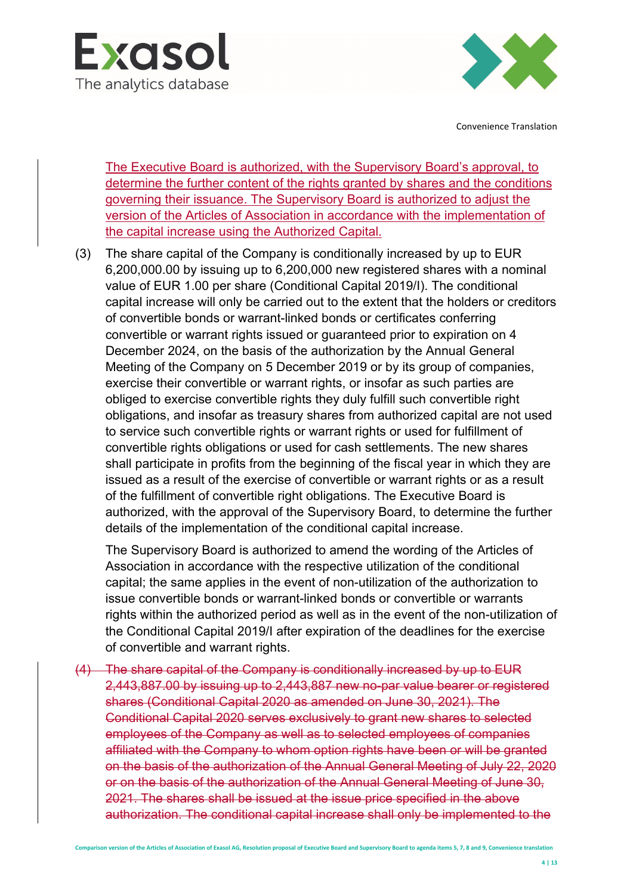The Executive Board is authorized, with the Supervisory Board's approval, to determine the further content of the rights granted by shares and the conditions governing their issuance. The Supervisory Board is authorized to adjust the version of the Articles of Association in accordance with the implementation of the capital increase using the Authorized Capital.

(3) The share capital of the Company is conditionally increased by up to EUR 6,200,000.00 by issuing up to 6,200,000 new registered shares with a nominal value of EUR 1.00 per share (Conditional Capital 2019/I). The conditional capital increase will only be carried out to the extent that the holders or creditors of convertible bonds or warrant-linked bonds or certificates conferring convertible or warrant rights issued or guaranteed prior to expiration on 4 December 2024, on the basis of the authorization by the Annual General Meeting of the Company on 5 December 2019 or by its group of companies, exercise their convertible or warrant rights, or insofar as such parties are obliged to exercise convertible rights they duly fulfill such convertible right obligations, and insofar as treasury shares from authorized capital are not used to service such convertible rights or warrant rights or used for fulfillment of convertible rights obligations or used for cash settlements. The new shares shall participate in profits from the beginning of the fiscal year in which they are issued as a result of the exercise of convertible or warrant rights or as a result of the fulfillment of convertible right obligations. The Executive Board is authorized, with the approval of the Supervisory Board, to determine the further details of the implementation of the conditional capital increase.

The Supervisory Board is authorized to amend the wording of the Articles of Association in accordance with the respective utilization of the conditional capital; the same applies in the event of non-utilization of the authorization to issue convertible bonds or warrant-linked bonds or convertible or warrants rights within the authorized period as well as in the event of the non-utilization of the Conditional Capital 2019/I after expiration of the deadlines for the exercise of convertible and warrant rights.

~~(4) The share capital of the Company is conditionally increased by up to EUR 2,443,887.00 by issuing up to 2,443,887 new no-par value bearer or registered shares (Conditional Capital 2020 as amended on June 30, 2021). The Conditional Capital 2020 serves exclusively to grant new shares to selected employees of the Company as well as to selected employees of companies affiliated with the Company to whom option rights have been or will be granted on the basis of the authorization of the Annual General Meeting of July 22, 2020 or on the basis of the authorization of the Annual General Meeting of June 30, 2021. The shares shall be issued at the issue price specified in the above authorization. The conditional capital increase shall only be implemented to the~~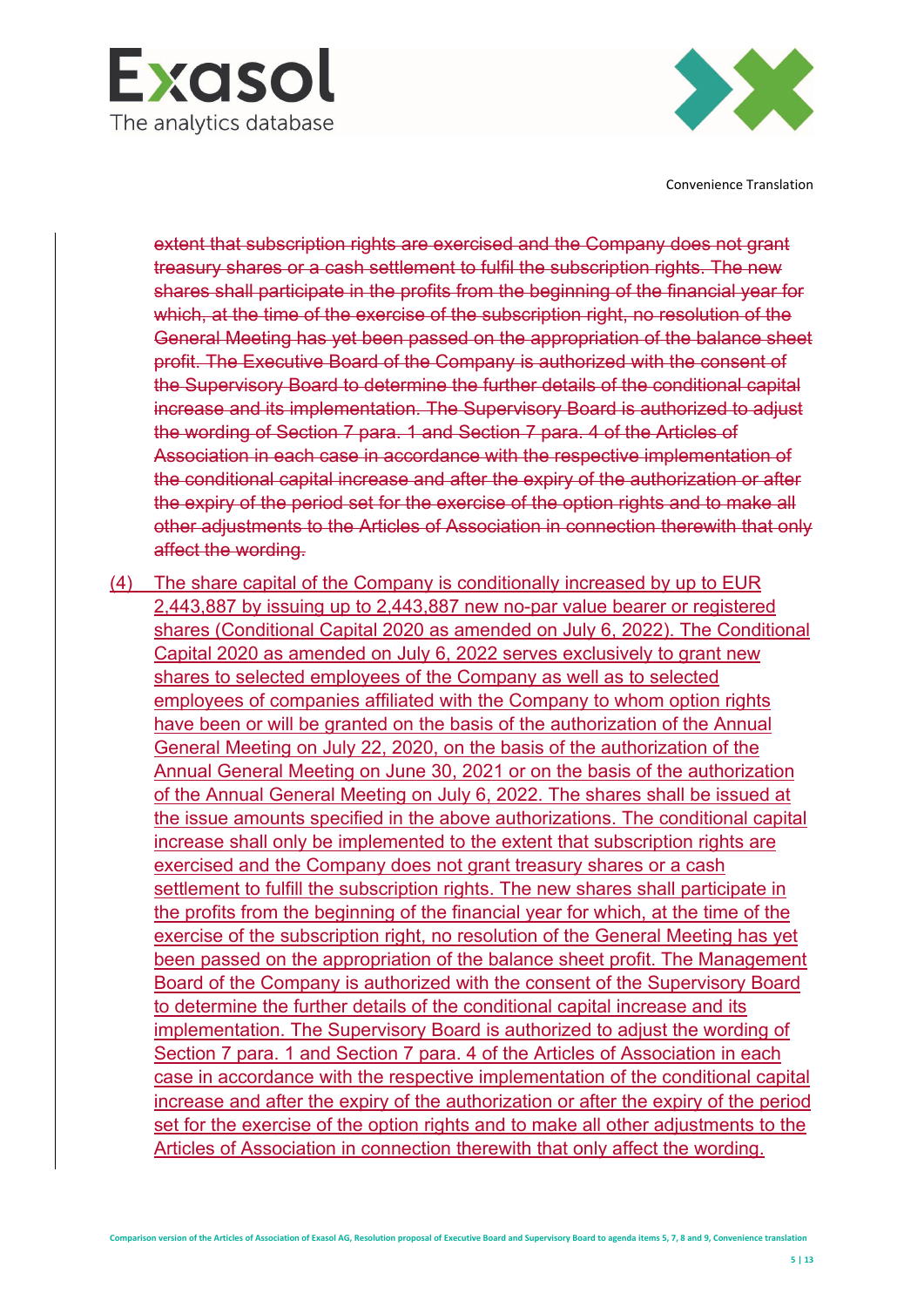~~extent that subscription rights are exercised and the Company does not grant treasury shares or a cash settlement to fulfil the subscription rights. The new shares shall participate in the profits from the beginning of the financial year for which, at the time of the exercise of the subscription right, no resolution of the General Meeting has yet been passed on the appropriation of the balance sheet profit. The Executive Board of the Company is authorized with the consent of the Supervisory Board to determine the further details of the conditional capital increase and its implementation. The Supervisory Board is authorized to adjust the wording of Section 7 para. 1 and Section 7 para. 4 of the Articles of Association in each case in accordance with the respective implementation of the conditional capital increase and after the expiry of the authorization or after the expiry of the period set for the exercise of the option rights and to make all other adjustments to the Articles of Association in connection therewith that only affect the wording.~~

<u>(4) The share capital of the Company is conditionally increased by up to EUR 2,443,887 by issuing up to 2,443,887 new no-par value bearer or registered shares (Conditional Capital 2020 as amended on July 6, 2022). The Conditional Capital 2020 as amended on July 6, 2022 serves exclusively to grant new shares to selected employees of the Company as well as to selected employees of companies affiliated with the Company to whom option rights have been or will be granted on the basis of the authorization of the Annual General Meeting on July 22, 2020, on the basis of the authorization of the Annual General Meeting on June 30, 2021 or on the basis of the authorization of the Annual General Meeting on July 6, 2022. The shares shall be issued at the issue amounts specified in the above authorizations. The conditional capital increase shall only be implemented to the extent that subscription rights are exercised and the Company does not grant treasury shares or a cash settlement to fulfill the subscription rights. The new shares shall participate in the profits from the beginning of the financial year for which, at the time of the exercise of the subscription right, no resolution of the General Meeting has yet been passed on the appropriation of the balance sheet profit. The Management Board of the Company is authorized with the consent of the Supervisory Board to determine the further details of the conditional capital increase and its implementation. The Supervisory Board is authorized to adjust the wording of Section 7 para. 1 and Section 7 para. 4 of the Articles of Association in each case in accordance with the respective implementation of the conditional capital increase and after the expiry of the authorization or after the expiry of the period set for the exercise of the option rights and to make all other adjustments to the Articles of Association in connection therewith that only affect the wording.</u>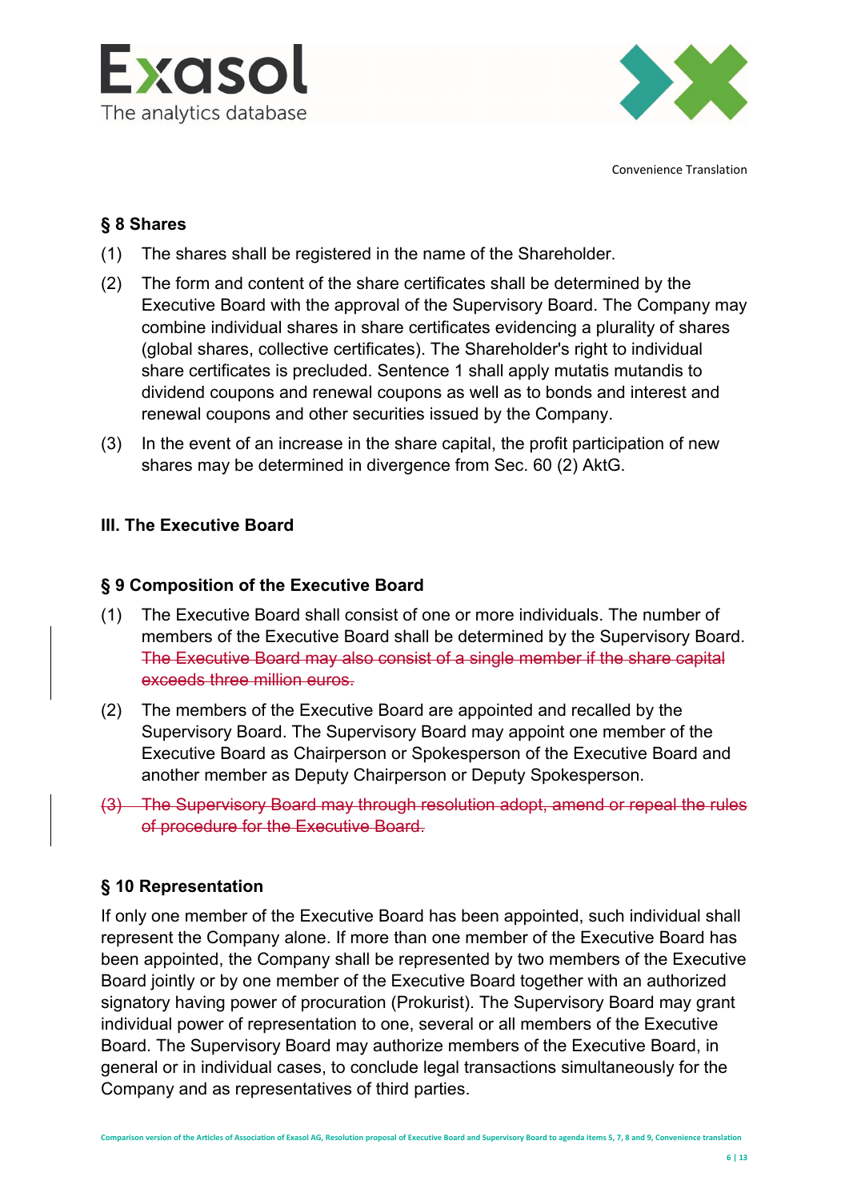Convenience Translation

## § 8 Shares

(1) The shares shall be registered in the name of the Shareholder.

(2) The form and content of the share certificates shall be determined by the Executive Board with the approval of the Supervisory Board. The Company may combine individual shares in share certificates evidencing a plurality of shares (global shares, collective certificates). The Shareholder's right to individual share certificates is precluded. Sentence 1 shall apply mutatis mutandis to dividend coupons and renewal coupons as well as to bonds and interest and renewal coupons and other securities issued by the Company.

(3) In the event of an increase in the share capital, the profit participation of new shares may be determined in divergence from Sec. 60 (2) AktG.

## III. The Executive Board

## § 9 Composition of the Executive Board

(1) The Executive Board shall consist of one or more individuals. The number of members of the Executive Board shall be determined by the Supervisory Board. ~~The Executive Board may also consist of a single member if the share capital exceeds three million euros.~~

(2) The members of the Executive Board are appointed and recalled by the Supervisory Board. The Supervisory Board may appoint one member of the Executive Board as Chairperson or Spokesperson of the Executive Board and another member as Deputy Chairperson or Deputy Spokesperson.

~~(3) The Supervisory Board may through resolution adopt, amend or repeal the rules of procedure for the Executive Board.~~

## § 10 Representation

If only one member of the Executive Board has been appointed, such individual shall represent the Company alone. If more than one member of the Executive Board has been appointed, the Company shall be represented by two members of the Executive Board jointly or by one member of the Executive Board together with an authorized signatory having power of procuration (Prokurist). The Supervisory Board may grant individual power of representation to one, several or all members of the Executive Board. The Supervisory Board may authorize members of the Executive Board, in general or in individual cases, to conclude legal transactions simultaneously for the Company and as representatives of third parties.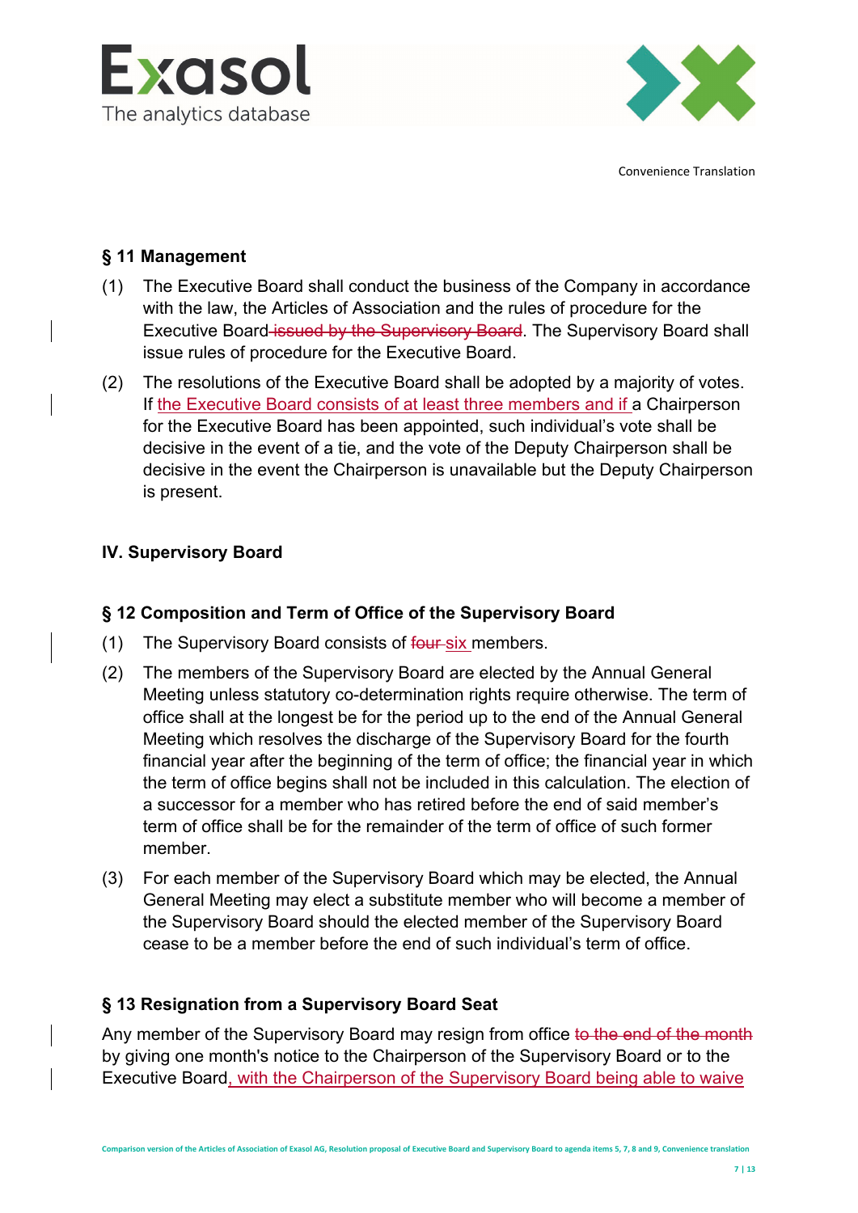### § 11 Management

(1) The Executive Board shall conduct the business of the Company in accordance with the law, the Articles of Association and the rules of procedure for the Executive Board ~~issued by the Supervisory Board~~. The Supervisory Board shall issue rules of procedure for the Executive Board.

(2) The resolutions of the Executive Board shall be adopted by a majority of votes. If the Executive Board consists of at least three members and if a Chairperson for the Executive Board has been appointed, such individual's vote shall be decisive in the event of a tie, and the vote of the Deputy Chairperson shall be decisive in the event the Chairperson is unavailable but the Deputy Chairperson is present.

### IV. Supervisory Board

### § 12 Composition and Term of Office of the Supervisory Board

(1) The Supervisory Board consists of ~~four~~ six members.

(2) The members of the Supervisory Board are elected by the Annual General Meeting unless statutory co-determination rights require otherwise. The term of office shall at the longest be for the period up to the end of the Annual General Meeting which resolves the discharge of the Supervisory Board for the fourth financial year after the beginning of the term of office; the financial year in which the term of office begins shall not be included in this calculation. The election of a successor for a member who has retired before the end of said member's term of office shall be for the remainder of the term of office of such former member.

(3) For each member of the Supervisory Board which may be elected, the Annual General Meeting may elect a substitute member who will become a member of the Supervisory Board should the elected member of the Supervisory Board cease to be a member before the end of such individual's term of office.

### § 13 Resignation from a Supervisory Board Seat

Any member of the Supervisory Board may resign from office ~~to the end of the month~~ by giving one month's notice to the Chairperson of the Supervisory Board or to the Executive Board, with the Chairperson of the Supervisory Board being able to waive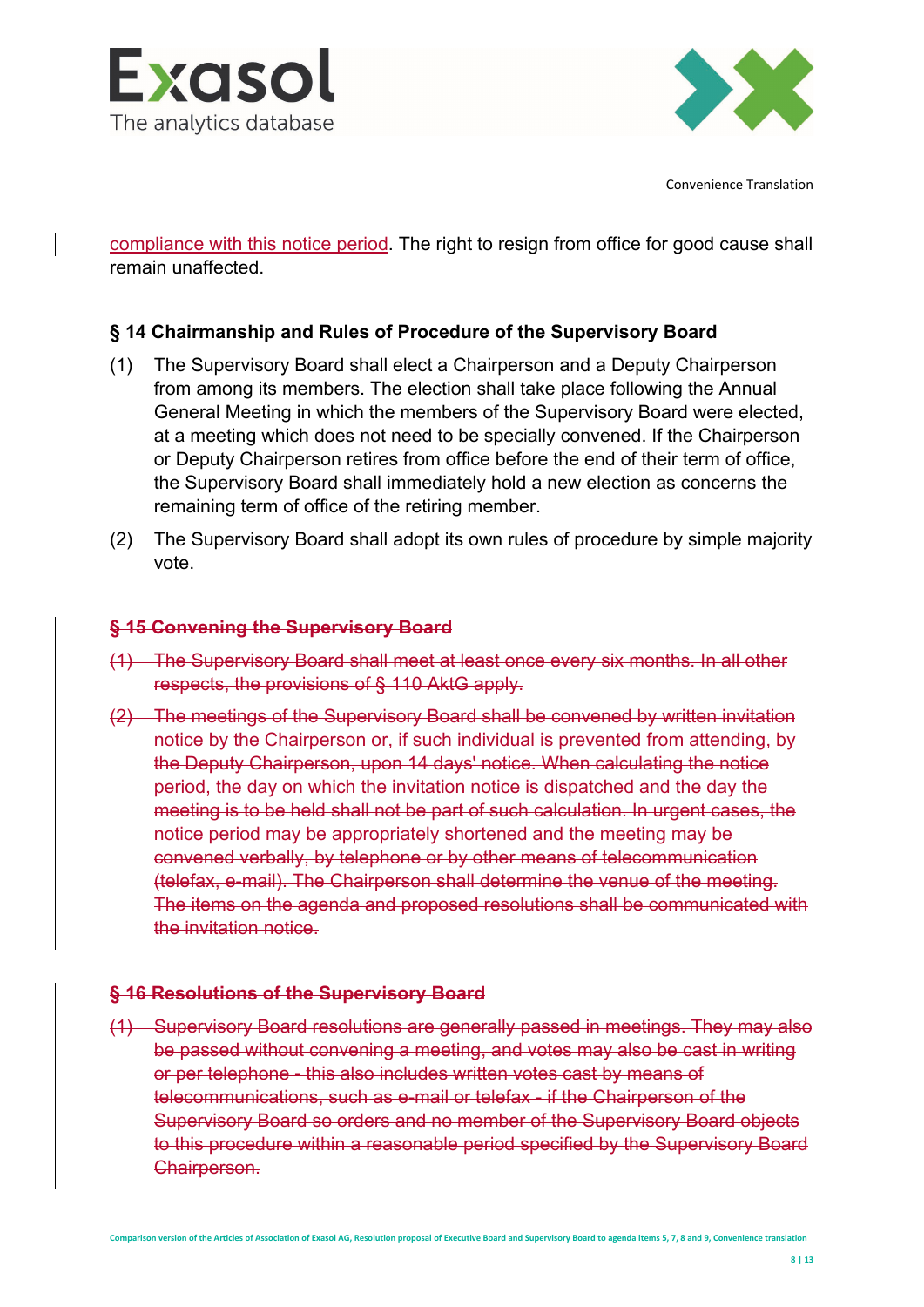compliance with this notice period. The right to resign from office for good cause shall remain unaffected.

### § 14 Chairmanship and Rules of Procedure of the Supervisory Board

(1) The Supervisory Board shall elect a Chairperson and a Deputy Chairperson from among its members. The election shall take place following the Annual General Meeting in which the members of the Supervisory Board were elected, at a meeting which does not need to be specially convened. If the Chairperson or Deputy Chairperson retires from office before the end of their term of office, the Supervisory Board shall immediately hold a new election as concerns the remaining term of office of the retiring member.

(2) The Supervisory Board shall adopt its own rules of procedure by simple majority vote.

### ~~§ 15 Convening the Supervisory Board~~

~~(1) The Supervisory Board shall meet at least once every six months. In all other respects, the provisions of § 110 AktG apply.~~

~~(2) The meetings of the Supervisory Board shall be convened by written invitation notice by the Chairperson or, if such individual is prevented from attending, by the Deputy Chairperson, upon 14 days' notice. When calculating the notice period, the day on which the invitation notice is dispatched and the day the meeting is to be held shall not be part of such calculation. In urgent cases, the notice period may be appropriately shortened and the meeting may be convened verbally, by telephone or by other means of telecommunication (telefax, e-mail). The Chairperson shall determine the venue of the meeting. The items on the agenda and proposed resolutions shall be communicated with the invitation notice.~~

### ~~§ 16 Resolutions of the Supervisory Board~~

~~(1) Supervisory Board resolutions are generally passed in meetings. They may also be passed without convening a meeting, and votes may also be cast in writing or per telephone - this also includes written votes cast by means of telecommunications, such as e-mail or telefax - if the Chairperson of the Supervisory Board so orders and no member of the Supervisory Board objects to this procedure within a reasonable period specified by the Supervisory Board Chairperson.~~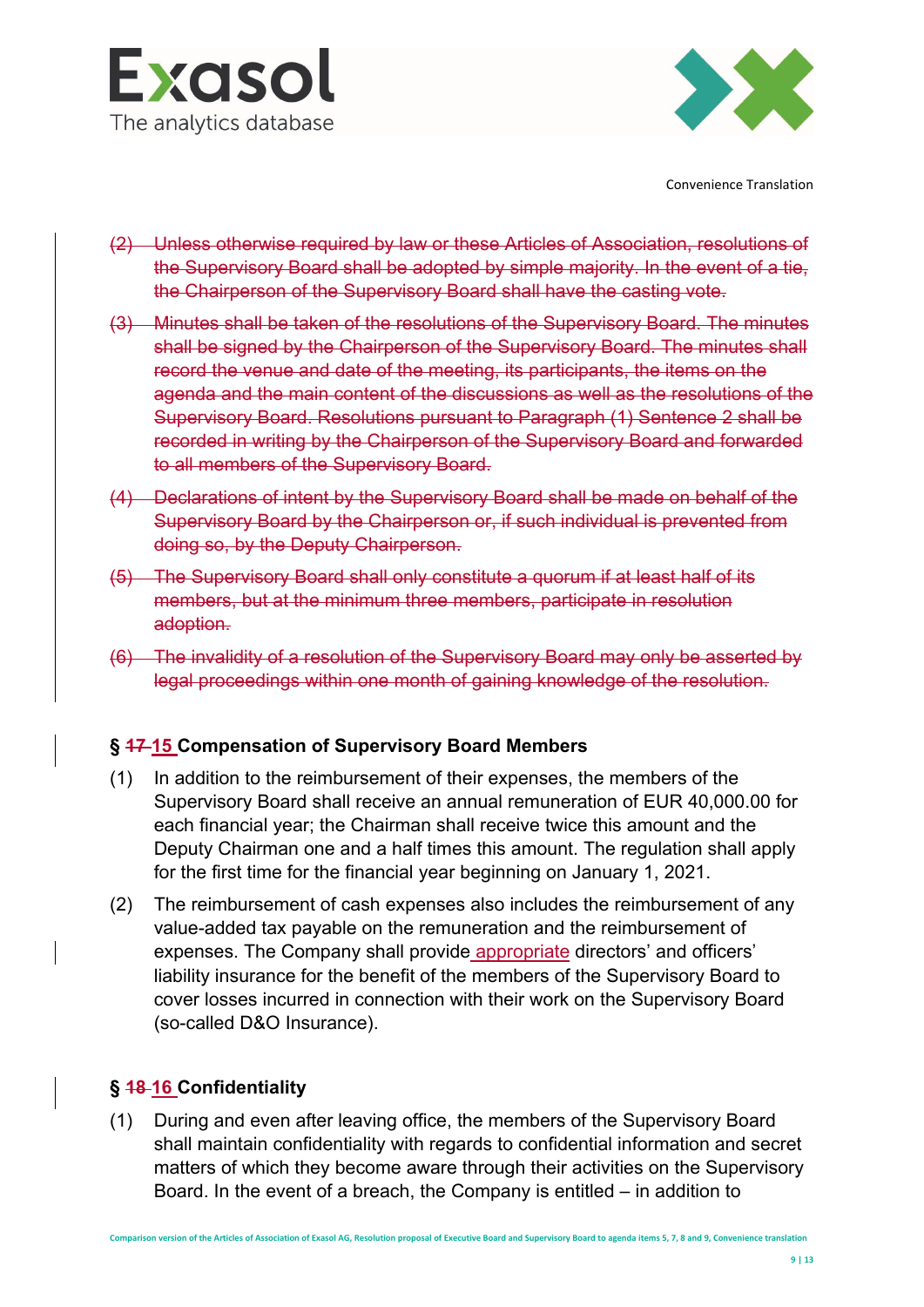~~(2) Unless otherwise required by law or these Articles of Association, resolutions of the Supervisory Board shall be adopted by simple majority. In the event of a tie, the Chairperson of the Supervisory Board shall have the casting vote.~~

~~(3) Minutes shall be taken of the resolutions of the Supervisory Board. The minutes shall be signed by the Chairperson of the Supervisory Board. The minutes shall record the venue and date of the meeting, its participants, the items on the agenda and the main content of the discussions as well as the resolutions of the Supervisory Board. Resolutions pursuant to Paragraph (1) Sentence 2 shall be recorded in writing by the Chairperson of the Supervisory Board and forwarded to all members of the Supervisory Board.~~

~~(4) Declarations of intent by the Supervisory Board shall be made on behalf of the Supervisory Board by the Chairperson or, if such individual is prevented from doing so, by the Deputy Chairperson.~~

~~(5) The Supervisory Board shall only constitute a quorum if at least half of its members, but at the minimum three members, participate in resolution adoption.~~

~~(6) The invalidity of a resolution of the Supervisory Board may only be asserted by legal proceedings within one month of gaining knowledge of the resolution.~~

### § ~~17~~ 15 Compensation of Supervisory Board Members

(1) In addition to the reimbursement of their expenses, the members of the Supervisory Board shall receive an annual remuneration of EUR 40,000.00 for each financial year; the Chairman shall receive twice this amount and the Deputy Chairman one and a half times this amount. The regulation shall apply for the first time for the financial year beginning on January 1, 2021.

(2) The reimbursement of cash expenses also includes the reimbursement of any value-added tax payable on the remuneration and the reimbursement of expenses. The Company shall provide appropriate directors' and officers' liability insurance for the benefit of the members of the Supervisory Board to cover losses incurred in connection with their work on the Supervisory Board (so-called D&O Insurance).

### § ~~18~~ 16 Confidentiality

(1) During and even after leaving office, the members of the Supervisory Board shall maintain confidentiality with regards to confidential information and secret matters of which they become aware through their activities on the Supervisory Board. In the event of a breach, the Company is entitled – in addition to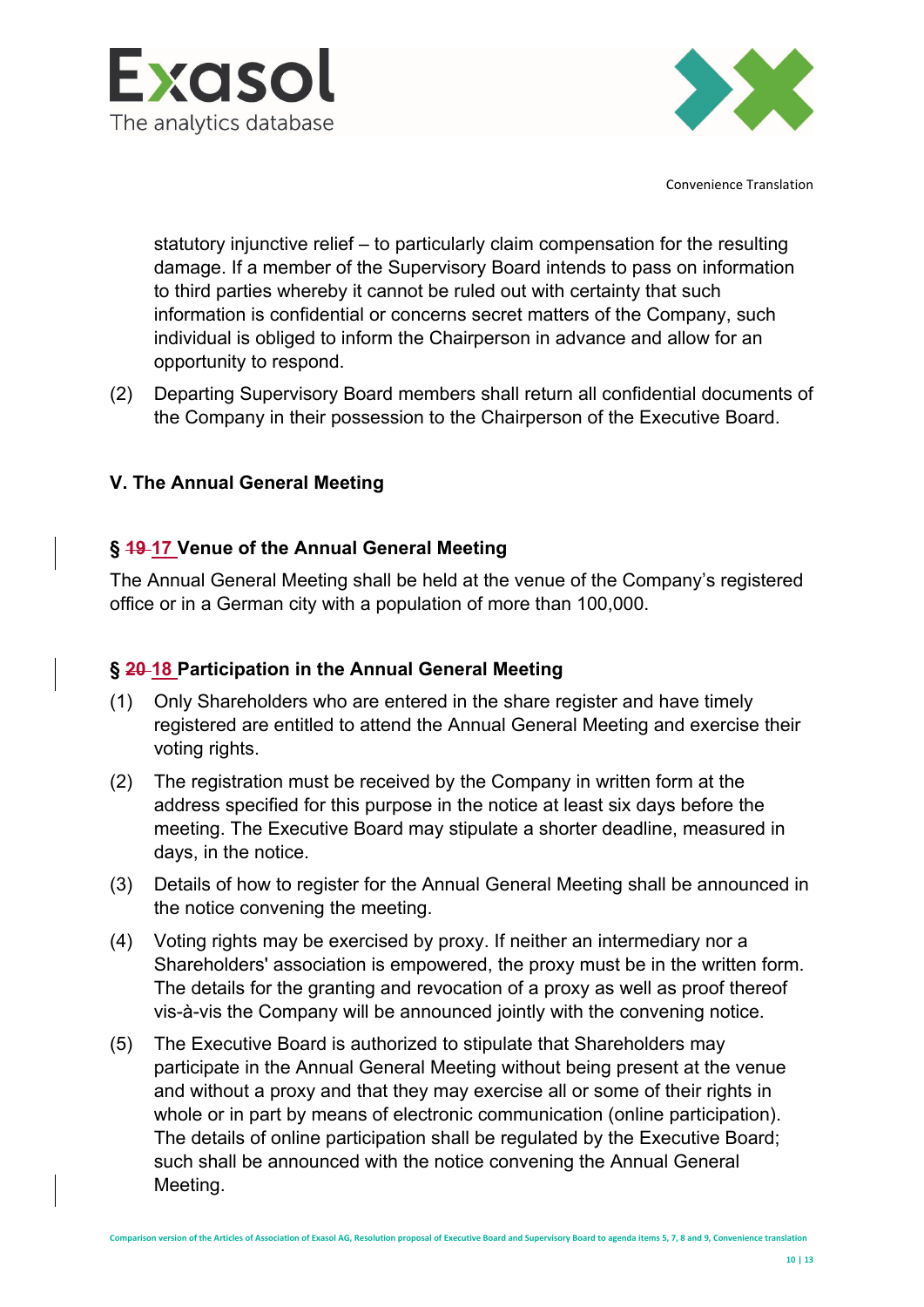statutory injunctive relief – to particularly claim compensation for the resulting damage. If a member of the Supervisory Board intends to pass on information to third parties whereby it cannot be ruled out with certainty that such information is confidential or concerns secret matters of the Company, such individual is obliged to inform the Chairperson in advance and allow for an opportunity to respond.

(2) Departing Supervisory Board members shall return all confidential documents of the Company in their possession to the Chairperson of the Executive Board.

## V. The Annual General Meeting

### § ~~19~~ 17 Venue of the Annual General Meeting

The Annual General Meeting shall be held at the venue of the Company's registered office or in a German city with a population of more than 100,000.

### § ~~20~~ 18 Participation in the Annual General Meeting

(1) Only Shareholders who are entered in the share register and have timely registered are entitled to attend the Annual General Meeting and exercise their voting rights.

(2) The registration must be received by the Company in written form at the address specified for this purpose in the notice at least six days before the meeting. The Executive Board may stipulate a shorter deadline, measured in days, in the notice.

(3) Details of how to register for the Annual General Meeting shall be announced in the notice convening the meeting.

(4) Voting rights may be exercised by proxy. If neither an intermediary nor a Shareholders' association is empowered, the proxy must be in the written form. The details for the granting and revocation of a proxy as well as proof thereof vis-à-vis the Company will be announced jointly with the convening notice.

(5) The Executive Board is authorized to stipulate that Shareholders may participate in the Annual General Meeting without being present at the venue and without a proxy and that they may exercise all or some of their rights in whole or in part by means of electronic communication (online participation). The details of online participation shall be regulated by the Executive Board; such shall be announced with the notice convening the Annual General Meeting.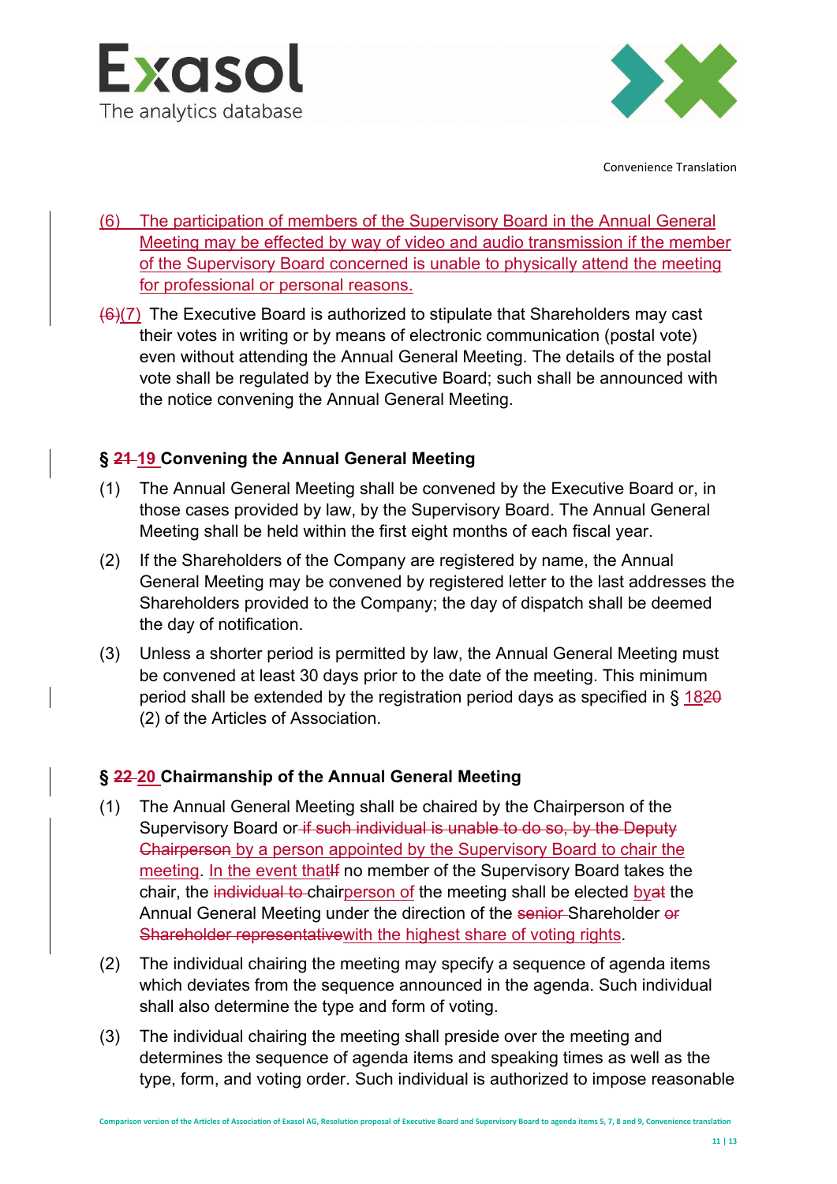Convenience Translation

(6) The participation of members of the Supervisory Board in the Annual General Meeting may be effected by way of video and audio transmission if the member of the Supervisory Board concerned is unable to physically attend the meeting for professional or personal reasons.

~~(6)~~(7) The Executive Board is authorized to stipulate that Shareholders may cast their votes in writing or by means of electronic communication (postal vote) even without attending the Annual General Meeting. The details of the postal vote shall be regulated by the Executive Board; such shall be announced with the notice convening the Annual General Meeting.

### § ~~21~~ 19 Convening the Annual General Meeting

(1) The Annual General Meeting shall be convened by the Executive Board or, in those cases provided by law, by the Supervisory Board. The Annual General Meeting shall be held within the first eight months of each fiscal year.

(2) If the Shareholders of the Company are registered by name, the Annual General Meeting may be convened by registered letter to the last addresses the Shareholders provided to the Company; the day of dispatch shall be deemed the day of notification.

(3) Unless a shorter period is permitted by law, the Annual General Meeting must be convened at least 30 days prior to the date of the meeting. This minimum period shall be extended by the registration period days as specified in § 18~~20~~ (2) of the Articles of Association.

### § ~~22~~ 20 Chairmanship of the Annual General Meeting

(1) The Annual General Meeting shall be chaired by the Chairperson of the Supervisory Board or ~~if such individual is unable to do so, by the Deputy Chairperson~~ by a person appointed by the Supervisory Board to chair the meeting. In the event that~~If~~ no member of the Supervisory Board takes the chair, the ~~individual to~~ chairperson of the meeting shall be elected by~~at~~ the Annual General Meeting under the direction of the ~~senior~~ Shareholder ~~or Shareholder representative~~with the highest share of voting rights.

(2) The individual chairing the meeting may specify a sequence of agenda items which deviates from the sequence announced in the agenda. Such individual shall also determine the type and form of voting.

(3) The individual chairing the meeting shall preside over the meeting and determines the sequence of agenda items and speaking times as well as the type, form, and voting order. Such individual is authorized to impose reasonable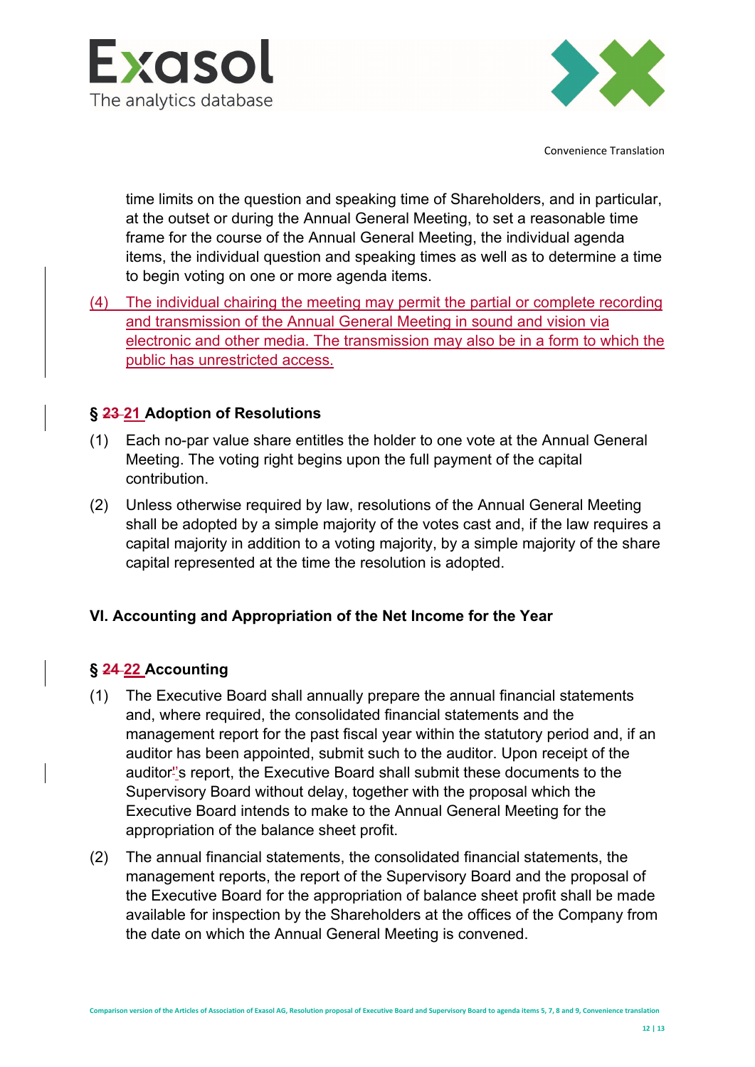time limits on the question and speaking time of Shareholders, and in particular, at the outset or during the Annual General Meeting, to set a reasonable time frame for the course of the Annual General Meeting, the individual agenda items, the individual question and speaking times as well as to determine a time to begin voting on one or more agenda items.

(4) The individual chairing the meeting may permit the partial or complete recording and transmission of the Annual General Meeting in sound and vision via electronic and other media. The transmission may also be in a form to which the public has unrestricted access.

### § ~~23~~ 21 Adoption of Resolutions

(1) Each no-par value share entitles the holder to one vote at the Annual General Meeting. The voting right begins upon the full payment of the capital contribution.

(2) Unless otherwise required by law, resolutions of the Annual General Meeting shall be adopted by a simple majority of the votes cast and, if the law requires a capital majority in addition to a voting majority, by a simple majority of the share capital represented at the time the resolution is adopted.

## VI. Accounting and Appropriation of the Net Income for the Year

### § ~~24~~ 22 Accounting

(1) The Executive Board shall annually prepare the annual financial statements and, where required, the consolidated financial statements and the management report for the past fiscal year within the statutory period and, if an auditor has been appointed, submit such to the auditor. Upon receipt of the auditor's report, the Executive Board shall submit these documents to the Supervisory Board without delay, together with the proposal which the Executive Board intends to make to the Annual General Meeting for the appropriation of the balance sheet profit.

(2) The annual financial statements, the consolidated financial statements, the management reports, the report of the Supervisory Board and the proposal of the Executive Board for the appropriation of balance sheet profit shall be made available for inspection by the Shareholders at the offices of the Company from the date on which the Annual General Meeting is convened.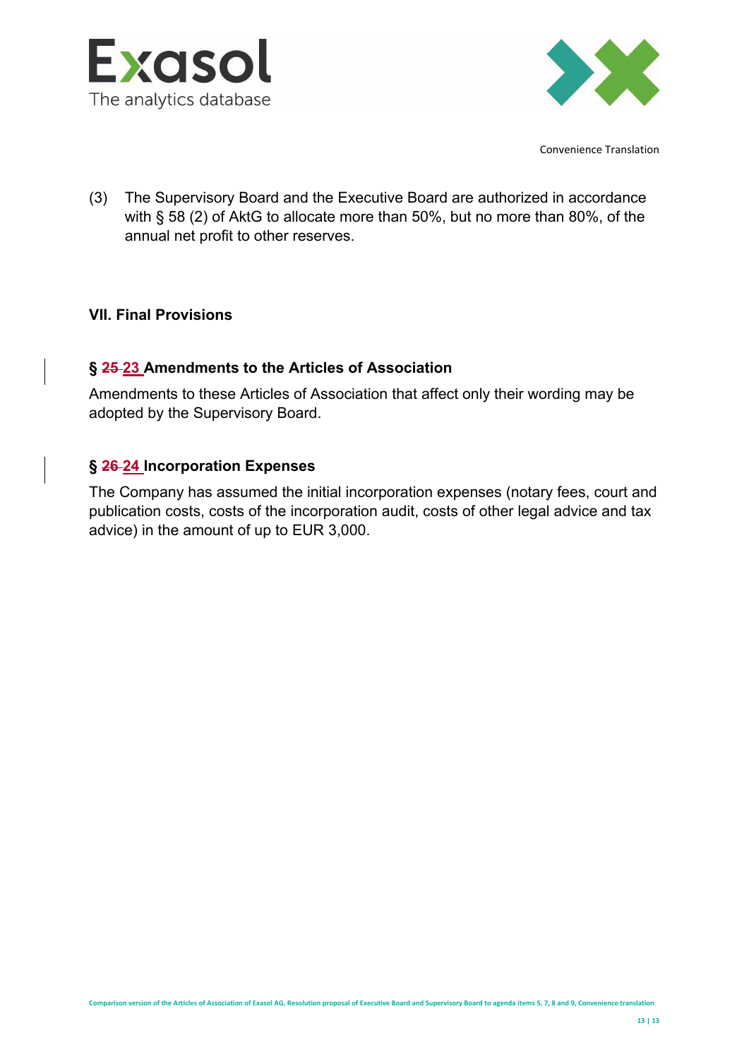(3) The Supervisory Board and the Executive Board are authorized in accordance with § 58 (2) of AktG to allocate more than 50%, but no more than 80%, of the annual net profit to other reserves.

**VII. Final Provisions**

**§ ~~25~~ 23 Amendments to the Articles of Association**

Amendments to these Articles of Association that affect only their wording may be adopted by the Supervisory Board.

**§ ~~26~~ 24 Incorporation Expenses**

The Company has assumed the initial incorporation expenses (notary fees, court and publication costs, costs of the incorporation audit, costs of other legal advice and tax advice) in the amount of up to EUR 3,000.